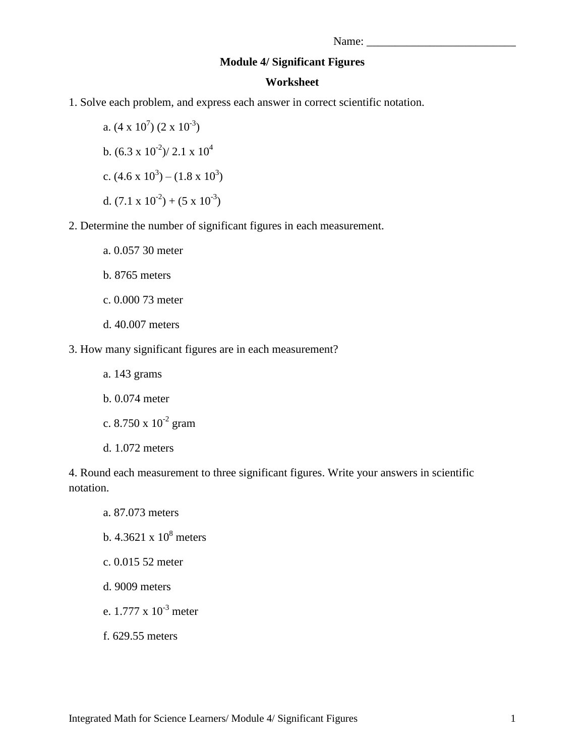Name: ___________________________

**Module 4/ Significant Figures**

**Worksheet**

1. Solve each problem, and express each answer in correct scientific notation.

   a. $(4 \times 10^{7})(2 \times 10^{-3})$

   b. $(6.3 \times 10^{-2}) / 2.1 \times 10^{4}$

   c. $(4.6 \times 10^{3}) - (1.8 \times 10^{3})$

   d. $(7.1 \times 10^{-2}) + (5 \times 10^{-3})$

2. Determine the number of significant figures in each measurement.

   a. 0.057 30 meter

   b. 8765 meters

   c. 0.000 73 meter

   d. 40.007 meters

3. How many significant figures are in each measurement?

   a. 143 grams

   b. 0.074 meter

   c. $8.750 \times 10^{-2}$ gram

   d. 1.072 meters

4. Round each measurement to three significant figures. Write your answers in scientific notation.

   a. 87.073 meters

   b. $4.3621 \times 10^{8}$ meters

   c. 0.015 52 meter

   d. 9009 meters

   e. $1.777 \times 10^{-3}$ meter

   f. 629.55 meters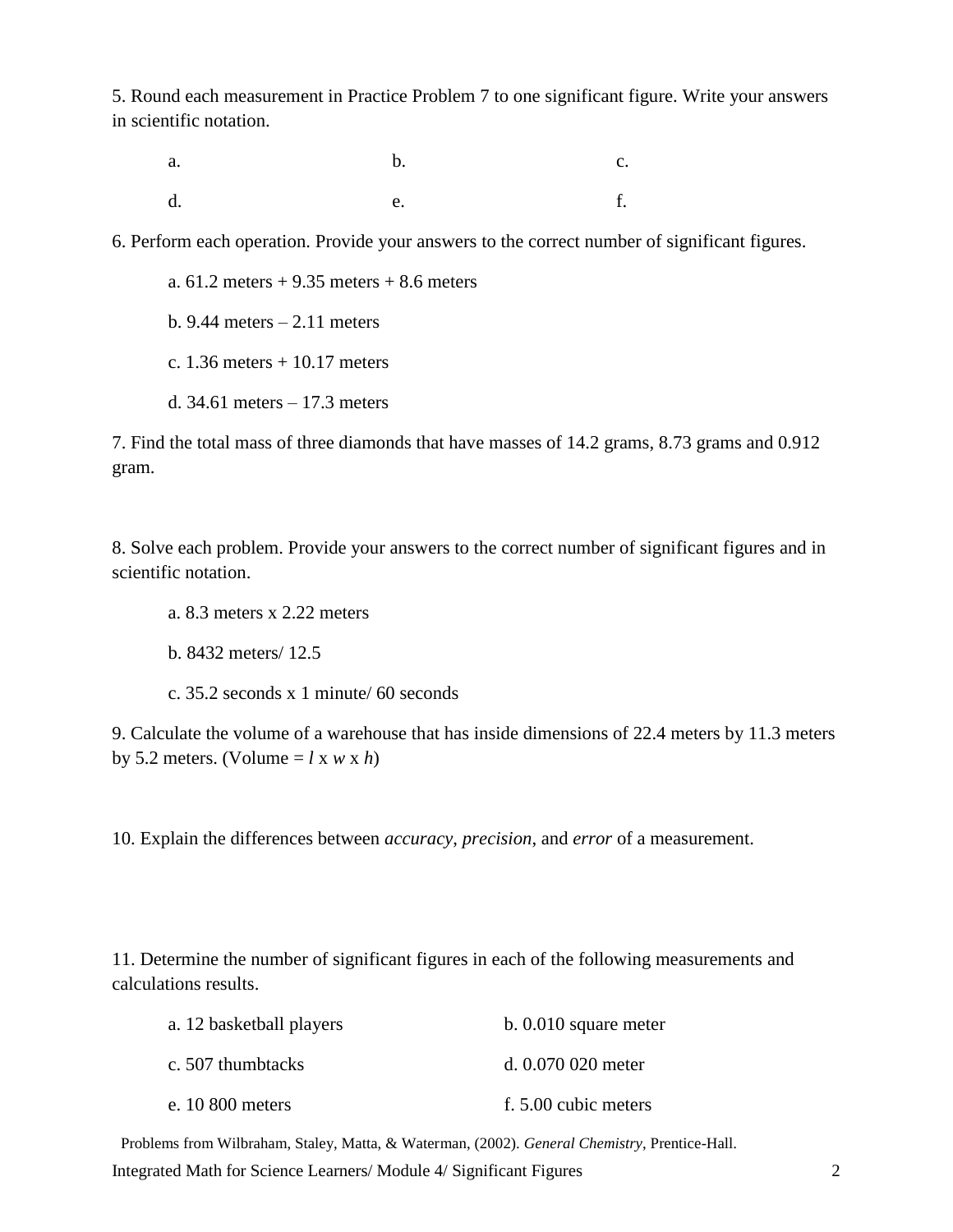5. Round each measurement in Practice Problem 7 to one significant figure. Write your answers in scientific notation.

a. b. c.

d. e. f.

6. Perform each operation. Provide your answers to the correct number of significant figures.

a. 61.2 meters + 9.35 meters + 8.6 meters

b. 9.44 meters – 2.11 meters

c. 1.36 meters + 10.17 meters

d. 34.61 meters – 17.3 meters

7. Find the total mass of three diamonds that have masses of 14.2 grams, 8.73 grams and 0.912 gram.

8. Solve each problem. Provide your answers to the correct number of significant figures and in scientific notation.

a. 8.3 meters x 2.22 meters

b. 8432 meters/ 12.5

c. 35.2 seconds x 1 minute/ 60 seconds

9. Calculate the volume of a warehouse that has inside dimensions of 22.4 meters by 11.3 meters by 5.2 meters. (Volume = $l$ x $w$ x $h$)

10. Explain the differences between *accuracy*, *precision*, and *error* of a measurement.

11. Determine the number of significant figures in each of the following measurements and calculations results.

a. 12 basketball players

b. 0.010 square meter

c. 507 thumbtacks

d. 0.070 020 meter

e. 10 800 meters

f. 5.00 cubic meters

Problems from Wilbraham, Staley, Matta, & Waterman, (2002). *General Chemistry*, Prentice-Hall.